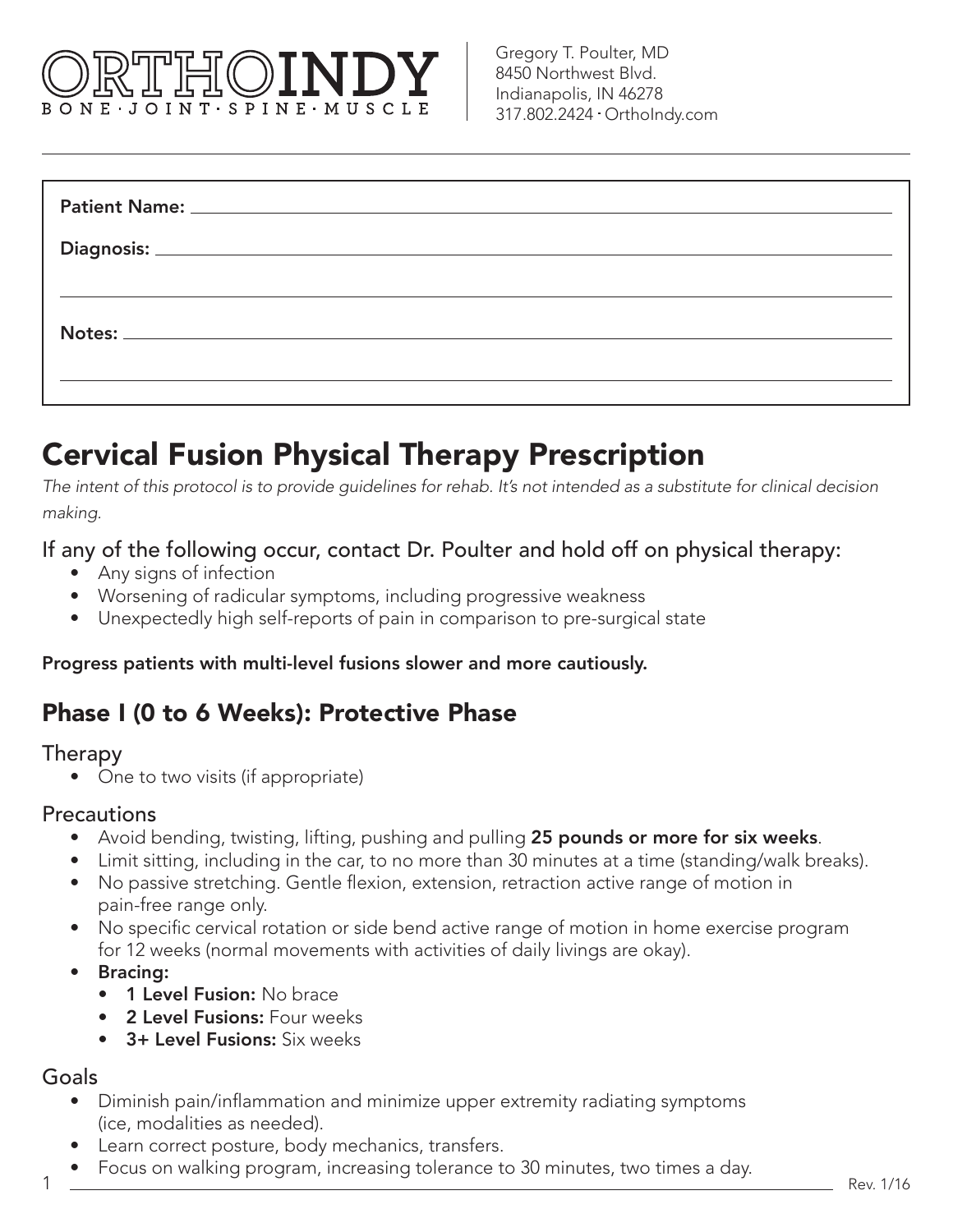ORTHOINDY
BONE · JOINT · SPINE · MUSCLE

Gregory T. Poulter, MD
8450 Northwest Blvd.
Indianapolis, IN 46278
317.802.2424 · OrthoIndy.com

**Patient Name:** ______________________

**Diagnosis:** ______________________

**Notes:** ______________________

# Cervical Fusion Physical Therapy Prescription

*The intent of this protocol is to provide guidelines for rehab. It's not intended as a substitute for clinical decision making.*

### If any of the following occur, contact Dr. Poulter and hold off on physical therapy:

- Any signs of infection
- Worsening of radicular symptoms, including progressive weakness
- Unexpectedly high self-reports of pain in comparison to pre-surgical state

**Progress patients with multi-level fusions slower and more cautiously.**

## Phase I (0 to 6 Weeks): Protective Phase

### Therapy

- One to two visits (if appropriate)

### Precautions

- Avoid bending, twisting, lifting, pushing and pulling **25 pounds or more for six weeks**.
- Limit sitting, including in the car, to no more than 30 minutes at a time (standing/walk breaks).
- No passive stretching. Gentle flexion, extension, retraction active range of motion in pain-free range only.
- No specific cervical rotation or side bend active range of motion in home exercise program for 12 weeks (normal movements with activities of daily livings are okay).
- **Bracing:**
  - **1 Level Fusion:** No brace
  - **2 Level Fusions:** Four weeks
  - **3+ Level Fusions:** Six weeks

### Goals

- Diminish pain/inflammation and minimize upper extremity radiating symptoms (ice, modalities as needed).
- Learn correct posture, body mechanics, transfers.
- Focus on walking program, increasing tolerance to 30 minutes, two times a day.

Rev. 1/16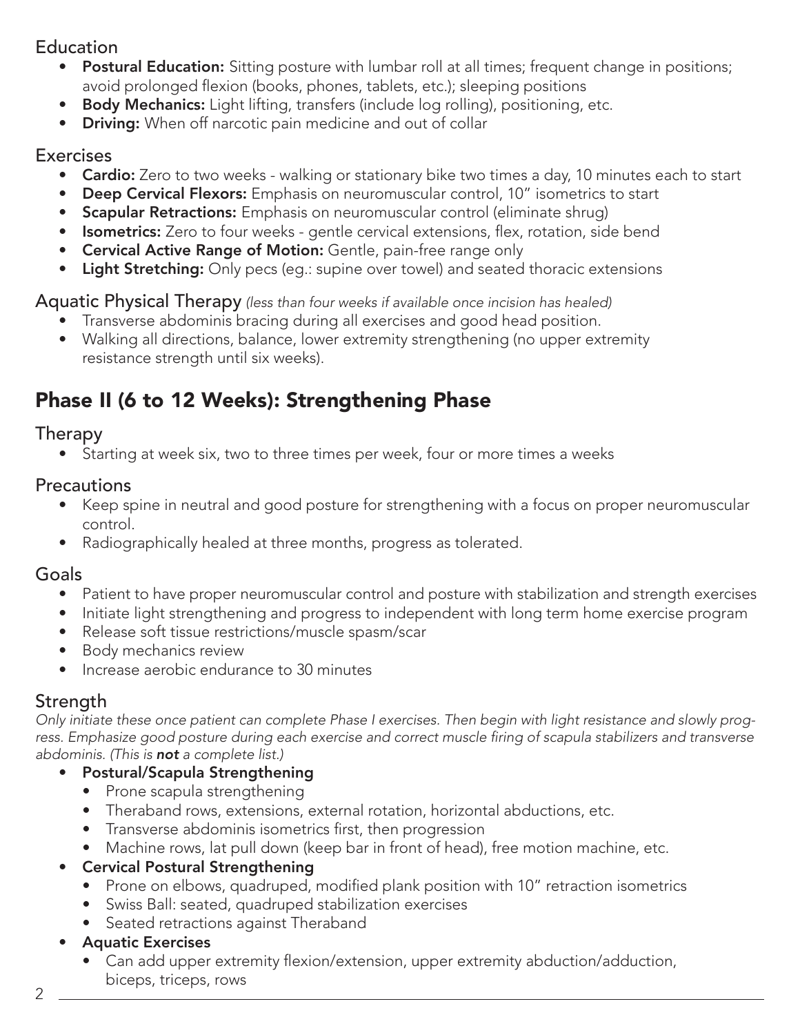### Education

- **Postural Education:** Sitting posture with lumbar roll at all times; frequent change in positions; avoid prolonged flexion (books, phones, tablets, etc.); sleeping positions
- **Body Mechanics:** Light lifting, transfers (include log rolling), positioning, etc.
- **Driving:** When off narcotic pain medicine and out of collar

### Exercises

- **Cardio:** Zero to two weeks - walking or stationary bike two times a day, 10 minutes each to start
- **Deep Cervical Flexors:** Emphasis on neuromuscular control, 10" isometrics to start
- **Scapular Retractions:** Emphasis on neuromuscular control (eliminate shrug)
- **Isometrics:** Zero to four weeks - gentle cervical extensions, flex, rotation, side bend
- **Cervical Active Range of Motion:** Gentle, pain-free range only
- **Light Stretching:** Only pecs (eg.: supine over towel) and seated thoracic extensions

### Aquatic Physical Therapy *(less than four weeks if available once incision has healed)*

- Transverse abdominis bracing during all exercises and good head position.
- Walking all directions, balance, lower extremity strengthening (no upper extremity resistance strength until six weeks).

## Phase II (6 to 12 Weeks): Strengthening Phase

### Therapy

- Starting at week six, two to three times per week, four or more times a weeks

### Precautions

- Keep spine in neutral and good posture for strengthening with a focus on proper neuromuscular control.
- Radiographically healed at three months, progress as tolerated.

### Goals

- Patient to have proper neuromuscular control and posture with stabilization and strength exercises
- Initiate light strengthening and progress to independent with long term home exercise program
- Release soft tissue restrictions/muscle spasm/scar
- Body mechanics review
- Increase aerobic endurance to 30 minutes

### Strength

*Only initiate these once patient can complete Phase I exercises. Then begin with light resistance and slowly progress. Emphasize good posture during each exercise and correct muscle firing of scapula stabilizers and transverse abdominis. (This is **not** a complete list.)*

- **Postural/Scapula Strengthening**
  - Prone scapula strengthening
  - Theraband rows, extensions, external rotation, horizontal abductions, etc.
  - Transverse abdominis isometrics first, then progression
  - Machine rows, lat pull down (keep bar in front of head), free motion machine, etc.
- **Cervical Postural Strengthening**
  - Prone on elbows, quadruped, modified plank position with 10" retraction isometrics
  - Swiss Ball: seated, quadruped stabilization exercises
  - Seated retractions against Theraband
- **Aquatic Exercises**
  - Can add upper extremity flexion/extension, upper extremity abduction/adduction, biceps, triceps, rows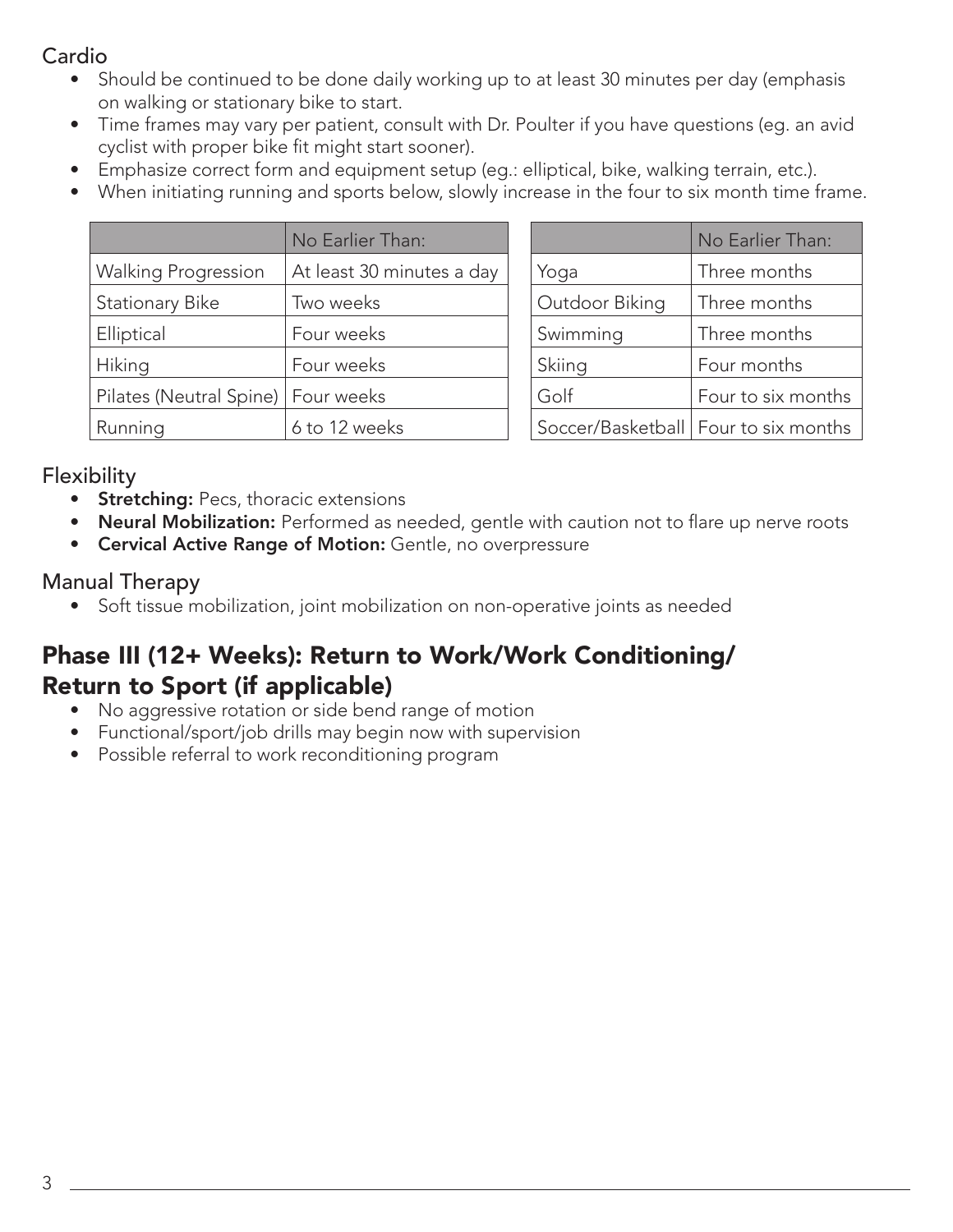### Cardio

- Should be continued to be done daily working up to at least 30 minutes per day (emphasis on walking or stationary bike to start.
- Time frames may vary per patient, consult with Dr. Poulter if you have questions (eg. an avid cyclist with proper bike fit might start sooner).
- Emphasize correct form and equipment setup (eg.: elliptical, bike, walking terrain, etc.).
- When initiating running and sports below, slowly increase in the four to six month time frame.

| | No Earlier Than: |
|---|---|
| Walking Progression | At least 30 minutes a day |
| Stationary Bike | Two weeks |
| Elliptical | Four weeks |
| Hiking | Four weeks |
| Pilates (Neutral Spine) | Four weeks |
| Running | 6 to 12 weeks |

| | No Earlier Than: |
|---|---|
| Yoga | Three months |
| Outdoor Biking | Three months |
| Swimming | Three months |
| Skiing | Four months |
| Golf | Four to six months |
| Soccer/Basketball | Four to six months |

### Flexibility

- **Stretching:** Pecs, thoracic extensions
- **Neural Mobilization:** Performed as needed, gentle with caution not to flare up nerve roots
- **Cervical Active Range of Motion:** Gentle, no overpressure

### Manual Therapy

- Soft tissue mobilization, joint mobilization on non-operative joints as needed

## Phase III (12+ Weeks): Return to Work/Work Conditioning/ Return to Sport (if applicable)

- No aggressive rotation or side bend range of motion
- Functional/sport/job drills may begin now with supervision
- Possible referral to work reconditioning program